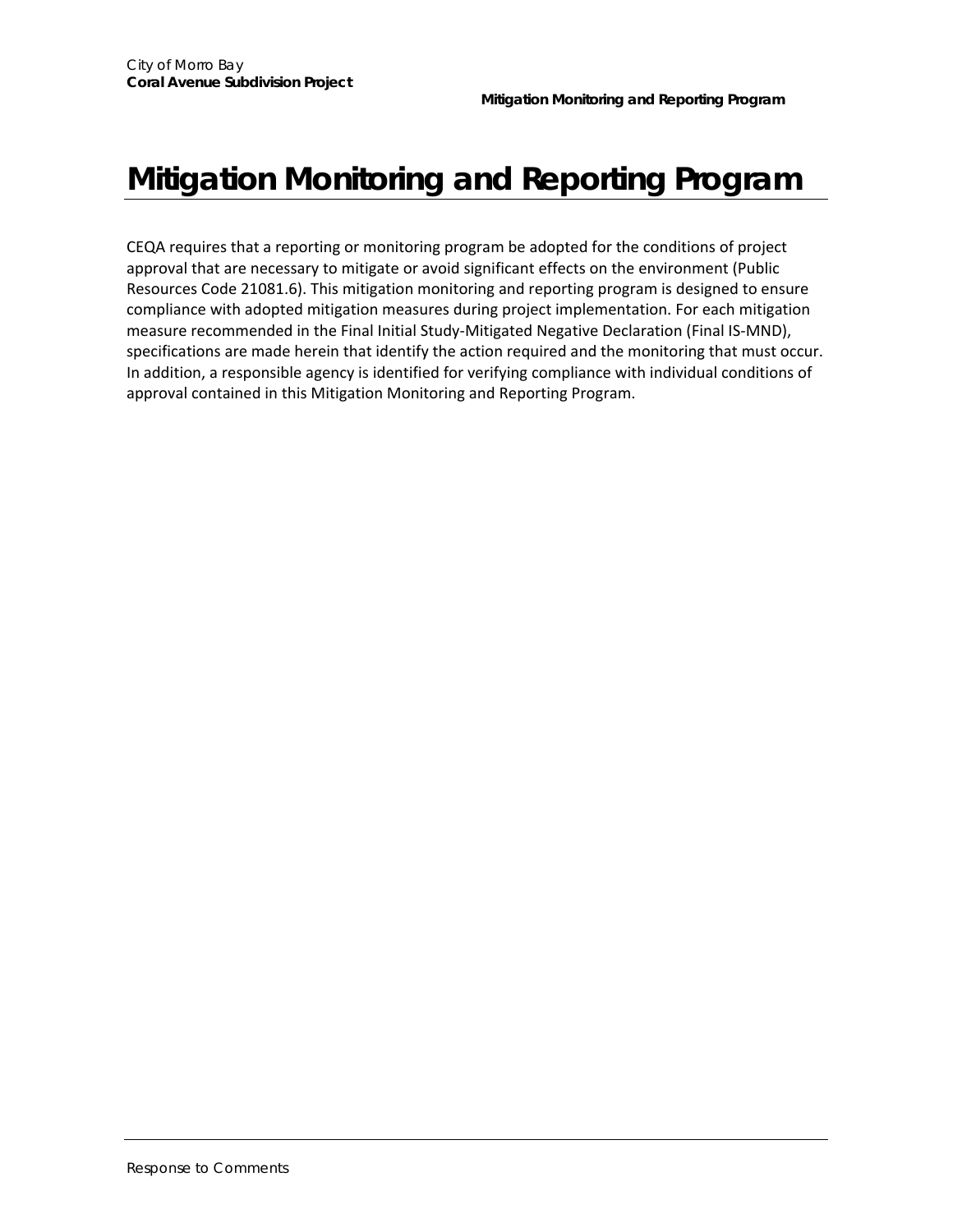# Mitigation Monitoring and Reporting Program

CEQA requires that a reporting or monitoring program be adopted for the conditions of project approval that are necessary to mitigate or avoid significant effects on the environment (Public Resources Code 21081.6). This mitigation monitoring and reporting program is designed to ensure compliance with adopted mitigation measures during project implementation. For each mitigation measure recommended in the Final Initial Study-Mitigated Negative Declaration (Final IS-MND), specifications are made herein that identify the action required and the monitoring that must occur. In addition, a responsible agency is identified for verifying compliance with individual conditions of approval contained in this Mitigation Monitoring and Reporting Program.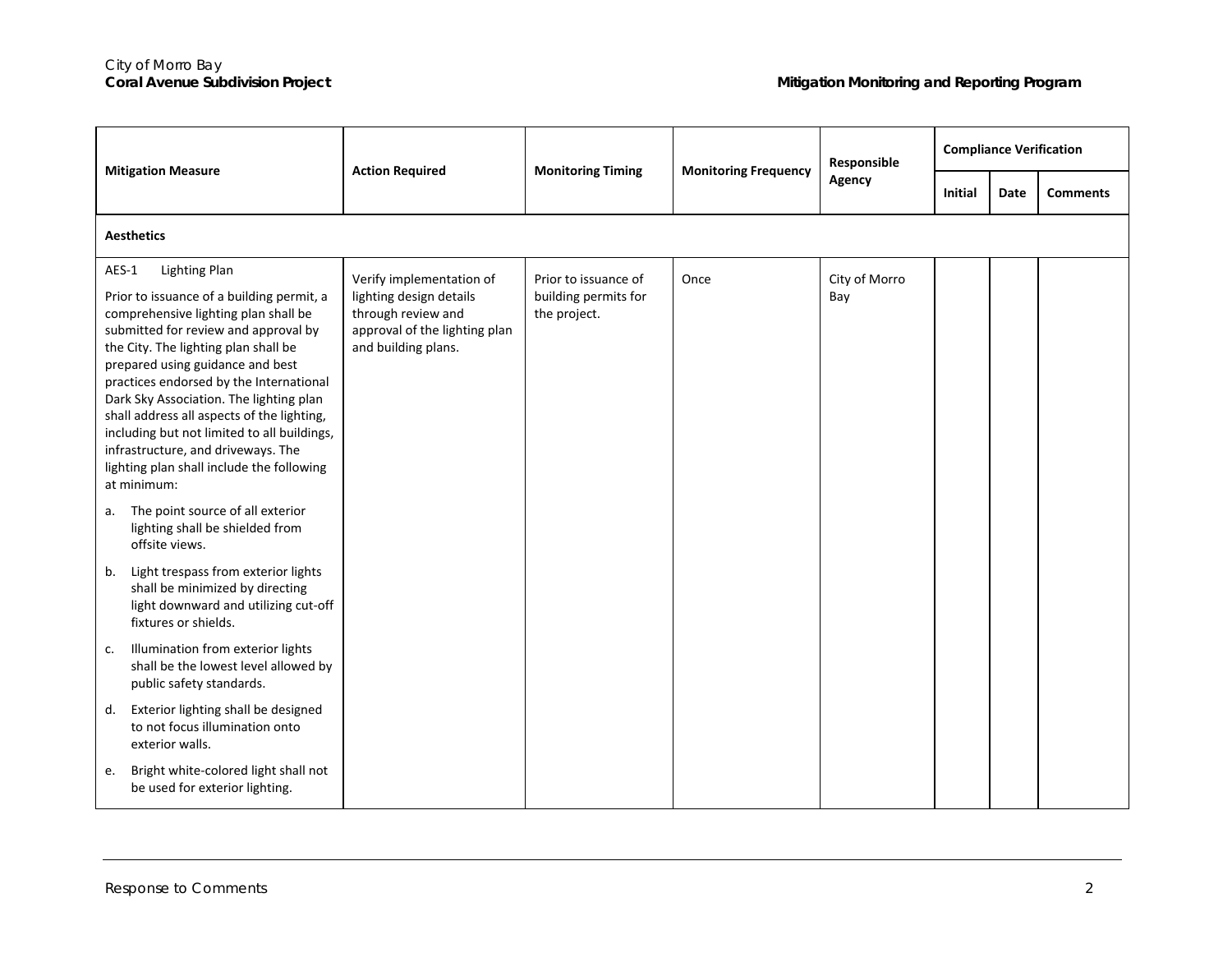| Mitigation Measure | Action Required | Monitoring Timing | Monitoring Frequency | Responsible Agency | Compliance Verification | | |
|---|---|---|---|---|---|---|---|
| | | | | | Initial | Date | Comments |
| **Aesthetics** | | | | | | | |
| AES-1 Lighting Plan<br><br>Prior to issuance of a building permit, a comprehensive lighting plan shall be submitted for review and approval by the City. The lighting plan shall be prepared using guidance and best practices endorsed by the International Dark Sky Association. The lighting plan shall address all aspects of the lighting, including but not limited to all buildings, infrastructure, and driveways. The lighting plan shall include the following at minimum:<br><br>a. The point source of all exterior lighting shall be shielded from offsite views.<br><br>b. Light trespass from exterior lights shall be minimized by directing light downward and utilizing cut-off fixtures or shields.<br><br>c. Illumination from exterior lights shall be the lowest level allowed by public safety standards.<br><br>d. Exterior lighting shall be designed to not focus illumination onto exterior walls.<br><br>e. Bright white-colored light shall not be used for exterior lighting. | Verify implementation of lighting design details through review and approval of the lighting plan and building plans. | Prior to issuance of building permits for the project. | Once | City of Morro Bay | | | |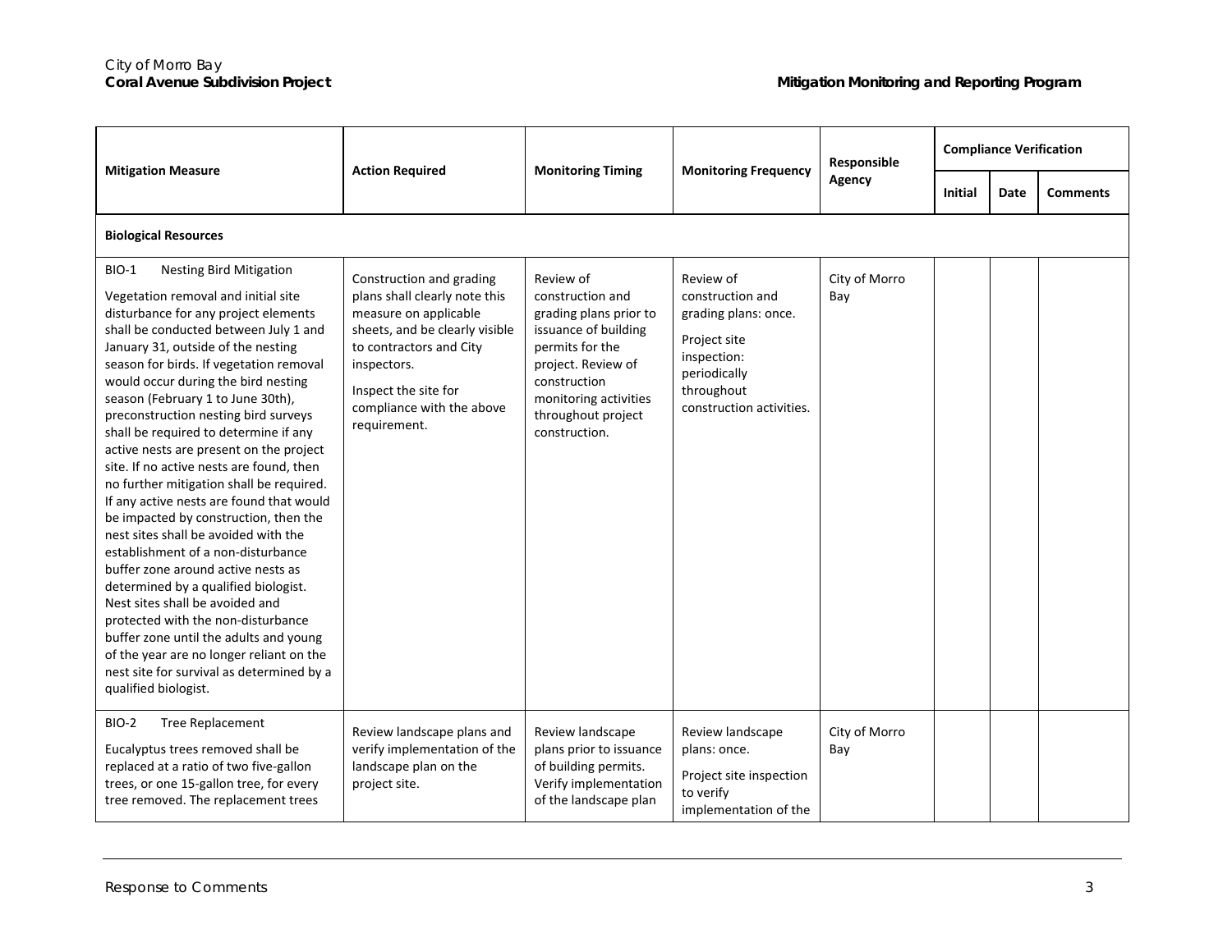| Mitigation Measure | Action Required | Monitoring Timing | Monitoring Frequency | Responsible Agency | Compliance Verification | | |
|---|---|---|---|---|---|---|---|
| | | | | | Initial | Date | Comments |
| **Biological Resources** | | | | | | | |
| BIO-1 Nesting Bird Mitigation<br><br>Vegetation removal and initial site disturbance for any project elements shall be conducted between July 1 and January 31, outside of the nesting season for birds. If vegetation removal would occur during the bird nesting season (February 1 to June 30th), preconstruction nesting bird surveys shall be required to determine if any active nests are present on the project site. If no active nests are found, then no further mitigation shall be required. If any active nests are found that would be impacted by construction, then the nest sites shall be avoided with the establishment of a non-disturbance buffer zone around active nests as determined by a qualified biologist. Nest sites shall be avoided and protected with the non-disturbance buffer zone until the adults and young of the year are no longer reliant on the nest site for survival as determined by a qualified biologist. | Construction and grading plans shall clearly note this measure on applicable sheets, and be clearly visible to contractors and City inspectors.<br><br>Inspect the site for compliance with the above requirement. | Review of construction and grading plans prior to issuance of building permits for the project. Review of construction monitoring activities throughout project construction. | Review of construction and grading plans: once.<br><br>Project site inspection: periodically throughout construction activities. | City of Morro Bay | | | |
| BIO-2 Tree Replacement<br><br>Eucalyptus trees removed shall be replaced at a ratio of two five-gallon trees, or one 15-gallon tree, for every tree removed. The replacement trees | Review landscape plans and verify implementation of the landscape plan on the project site. | Review landscape plans prior to issuance of building permits. Verify implementation of the landscape plan | Review landscape plans: once.<br><br>Project site inspection to verify implementation of the | City of Morro Bay | | | |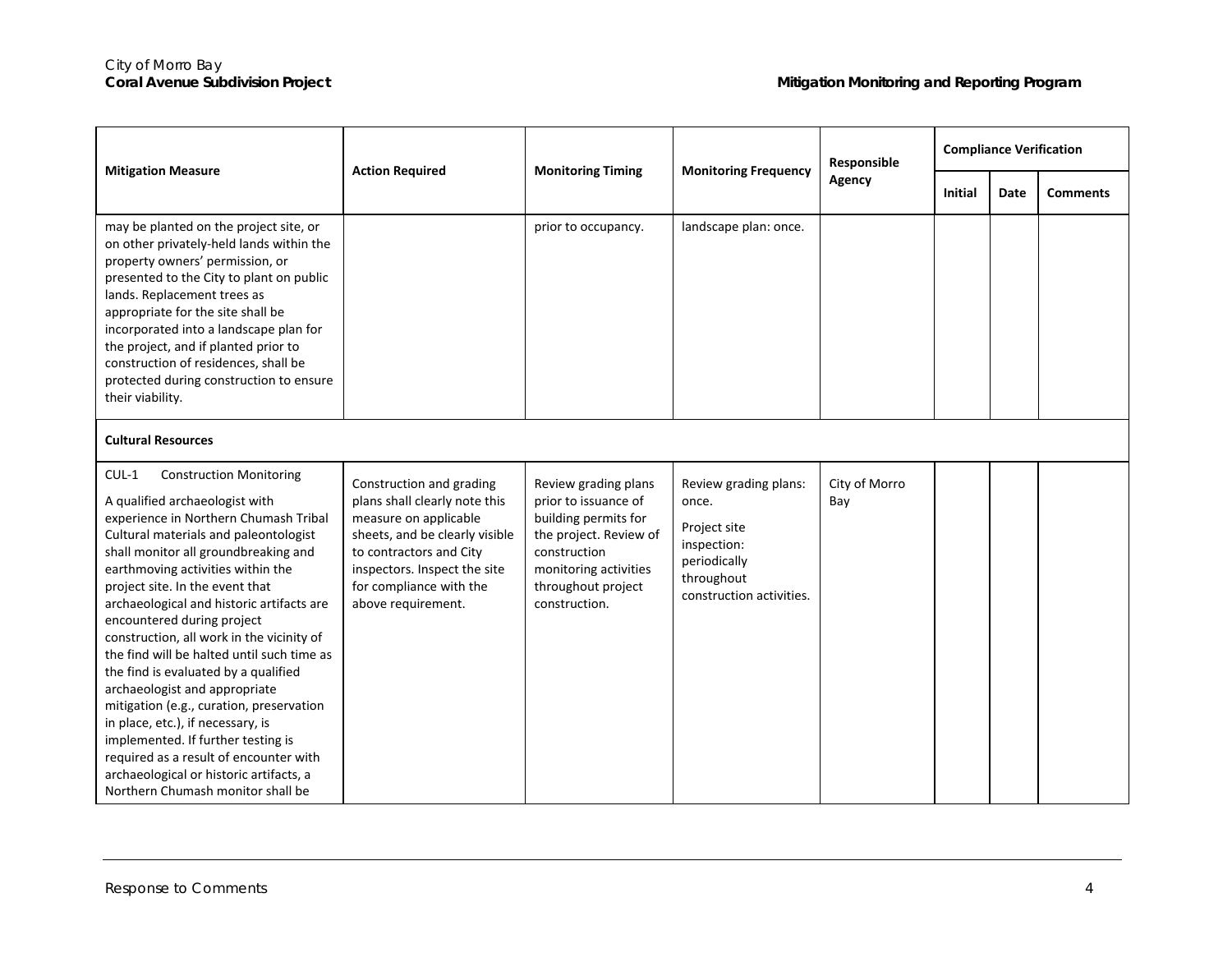| Mitigation Measure | Action Required | Monitoring Timing | Monitoring Frequency | Responsible Agency | Compliance Verification | | |
|---|---|---|---|---|---|---|---|
| | | | | | Initial | Date | Comments |
| may be planted on the project site, or on other privately-held lands within the property owners' permission, or presented to the City to plant on public lands. Replacement trees as appropriate for the site shall be incorporated into a landscape plan for the project, and if planted prior to construction of residences, shall be protected during construction to ensure their viability. | | prior to occupancy. | landscape plan: once. | | | | |
| **Cultural Resources** | | | | | | | |
| CUL-1 Construction Monitoring<br><br>A qualified archaeologist with experience in Northern Chumash Tribal Cultural materials and paleontologist shall monitor all groundbreaking and earthmoving activities within the project site. In the event that archaeological and historic artifacts are encountered during project construction, all work in the vicinity of the find will be halted until such time as the find is evaluated by a qualified archaeologist and appropriate mitigation (e.g., curation, preservation in place, etc.), if necessary, is implemented. If further testing is required as a result of encounter with archaeological or historic artifacts, a Northern Chumash monitor shall be | Construction and grading plans shall clearly note this measure on applicable sheets, and be clearly visible to contractors and City inspectors. Inspect the site for compliance with the above requirement. | Review grading plans prior to issuance of building permits for the project. Review of construction monitoring activities throughout project construction. | Review grading plans: once.<br><br>Project site inspection: periodically throughout construction activities. | City of Morro Bay | | | |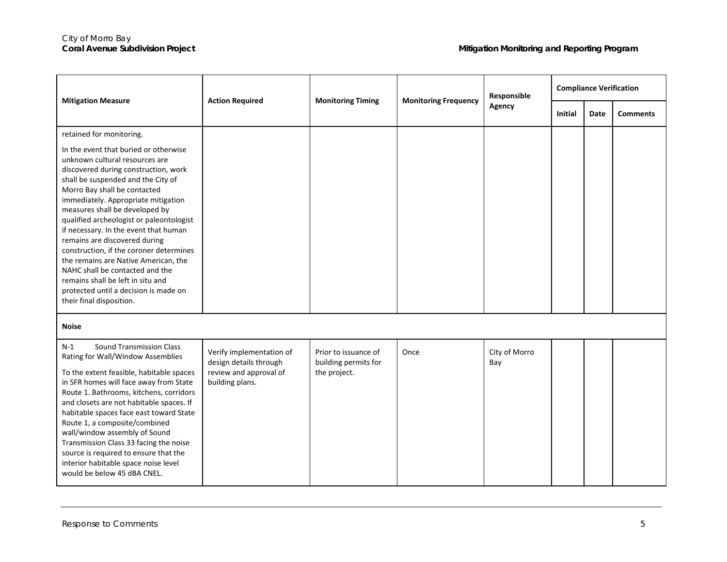| Mitigation Measure | Action Required | Monitoring Timing | Monitoring Frequency | Responsible Agency | Compliance Verification | | |
|---|---|---|---|---|---|---|---|
| | | | | | Initial | Date | Comments |
| retained for monitoring.<br><br>In the event that buried or otherwise unknown cultural resources are discovered during construction, work shall be suspended and the City of Morro Bay shall be contacted immediately. Appropriate mitigation measures shall be developed by qualified archeologist or paleontologist if necessary. In the event that human remains are discovered during construction, if the coroner determines the remains are Native American, the NAHC shall be contacted and the remains shall be left in situ and protected until a decision is made on their final disposition. | | | | | | | |
| **Noise** | | | | | | | |
| N-1 Sound Transmission Class Rating for Wall/Window Assemblies<br><br>To the extent feasible, habitable spaces in SFR homes will face away from State Route 1. Bathrooms, kitchens, corridors and closets are not habitable spaces. If habitable spaces face east toward State Route 1, a composite/combined wall/window assembly of Sound Transmission Class 33 facing the noise source is required to ensure that the interior habitable space noise level would be below 45 dBA CNEL. | Verify implementation of design details through review and approval of building plans. | Prior to issuance of building permits for the project. | Once | City of Morro Bay | | | |